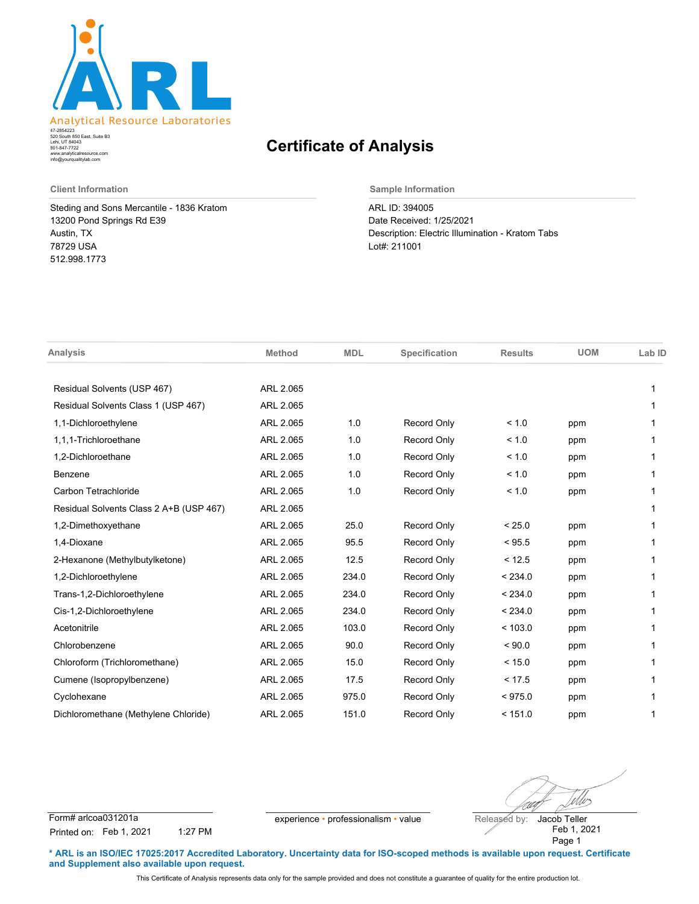**ARL**

Analytical Resource Laboratories

47-2854223
520 South 850 East, Suite B3
Lehi, UT 84043
801-847-7722
www.analyticalresource.com
info@yourqualitylab.com

# Certificate of Analysis

**Client Information**

Steding and Sons Mercantile - 1836 Kratom
13200 Pond Springs Rd E39
Austin, TX
78729 USA
512.998.1773

**Sample Information**

ARL ID: 394005
Date Received: 1/25/2021
Description: Electric Illumination - Kratom Tabs
Lot#: 211001

| Analysis | Method | MDL | Specification | Results | UOM | Lab ID |
|---|---|---|---|---|---|---|
| Residual Solvents (USP 467) | ARL 2.065 | | | | | 1 |
| Residual Solvents Class 1 (USP 467) | ARL 2.065 | | | | | 1 |
| 1,1-Dichloroethylene | ARL 2.065 | 1.0 | Record Only | < 1.0 | ppm | 1 |
| 1,1,1-Trichloroethane | ARL 2.065 | 1.0 | Record Only | < 1.0 | ppm | 1 |
| 1,2-Dichloroethane | ARL 2.065 | 1.0 | Record Only | < 1.0 | ppm | 1 |
| Benzene | ARL 2.065 | 1.0 | Record Only | < 1.0 | ppm | 1 |
| Carbon Tetrachloride | ARL 2.065 | 1.0 | Record Only | < 1.0 | ppm | 1 |
| Residual Solvents Class 2 A+B (USP 467) | ARL 2.065 | | | | | 1 |
| 1,2-Dimethoxyethane | ARL 2.065 | 25.0 | Record Only | < 25.0 | ppm | 1 |
| 1,4-Dioxane | ARL 2.065 | 95.5 | Record Only | < 95.5 | ppm | 1 |
| 2-Hexanone (Methylbutylketone) | ARL 2.065 | 12.5 | Record Only | < 12.5 | ppm | 1 |
| 1,2-Dichloroethylene | ARL 2.065 | 234.0 | Record Only | < 234.0 | ppm | 1 |
| Trans-1,2-Dichloroethylene | ARL 2.065 | 234.0 | Record Only | < 234.0 | ppm | 1 |
| Cis-1,2-Dichloroethylene | ARL 2.065 | 234.0 | Record Only | < 234.0 | ppm | 1 |
| Acetonitrile | ARL 2.065 | 103.0 | Record Only | < 103.0 | ppm | 1 |
| Chlorobenzene | ARL 2.065 | 90.0 | Record Only | < 90.0 | ppm | 1 |
| Chloroform (Trichloromethane) | ARL 2.065 | 15.0 | Record Only | < 15.0 | ppm | 1 |
| Cumene (Isopropylbenzene) | ARL 2.065 | 17.5 | Record Only | < 17.5 | ppm | 1 |
| Cyclohexane | ARL 2.065 | 975.0 | Record Only | < 975.0 | ppm | 1 |
| Dichloromethane (Methylene Chloride) | ARL 2.065 | 151.0 | Record Only | < 151.0 | ppm | 1 |

Form# arlcoa031201a
Printed on: Feb 1, 2021 1:27 PM

experience • professionalism • value

Released by: Jacob Teller
Feb 1, 2021

**\* ARL is an ISO/IEC 17025:2017 Accredited Laboratory. Uncertainty data for ISO-scoped methods is available upon request. Certificate and Supplement also available upon request.**

This Certificate of Analysis represents data only for the sample provided and does not constitute a guarantee of quality for the entire production lot.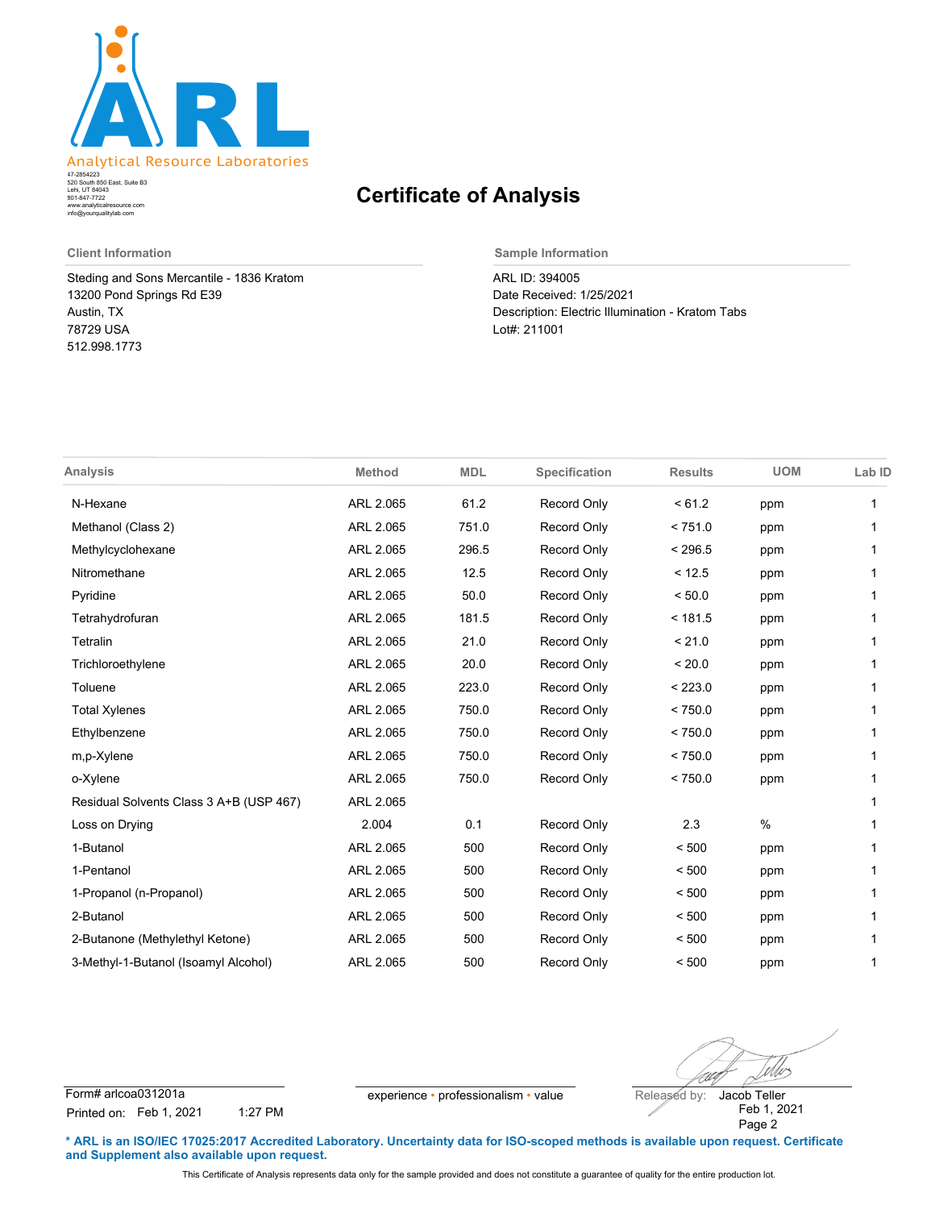Analytical Resource Laboratories

47-2854223
520 South 850 East, Suite B3
Lehi, UT 84043
801-847-7722
www.analyticalresource.com
info@yourqualitylab.com

# Certificate of Analysis

**Client Information**

Steding and Sons Mercantile - 1836 Kratom
13200 Pond Springs Rd E39
Austin, TX
78729 USA
512.998.1773

**Sample Information**

ARL ID: 394005
Date Received: 1/25/2021
Description: Electric Illumination - Kratom Tabs
Lot#: 211001

| Analysis | Method | MDL | Specification | Results | UOM | Lab ID |
|---|---|---|---|---|---|---|
| N-Hexane | ARL 2.065 | 61.2 | Record Only | < 61.2 | ppm | 1 |
| Methanol (Class 2) | ARL 2.065 | 751.0 | Record Only | < 751.0 | ppm | 1 |
| Methylcyclohexane | ARL 2.065 | 296.5 | Record Only | < 296.5 | ppm | 1 |
| Nitromethane | ARL 2.065 | 12.5 | Record Only | < 12.5 | ppm | 1 |
| Pyridine | ARL 2.065 | 50.0 | Record Only | < 50.0 | ppm | 1 |
| Tetrahydrofuran | ARL 2.065 | 181.5 | Record Only | < 181.5 | ppm | 1 |
| Tetralin | ARL 2.065 | 21.0 | Record Only | < 21.0 | ppm | 1 |
| Trichloroethylene | ARL 2.065 | 20.0 | Record Only | < 20.0 | ppm | 1 |
| Toluene | ARL 2.065 | 223.0 | Record Only | < 223.0 | ppm | 1 |
| Total Xylenes | ARL 2.065 | 750.0 | Record Only | < 750.0 | ppm | 1 |
| Ethylbenzene | ARL 2.065 | 750.0 | Record Only | < 750.0 | ppm | 1 |
| m,p-Xylene | ARL 2.065 | 750.0 | Record Only | < 750.0 | ppm | 1 |
| o-Xylene | ARL 2.065 | 750.0 | Record Only | < 750.0 | ppm | 1 |
| Residual Solvents Class 3 A+B (USP 467) | ARL 2.065 | | | | | 1 |
| Loss on Drying | 2.004 | 0.1 | Record Only | 2.3 | % | 1 |
| 1-Butanol | ARL 2.065 | 500 | Record Only | < 500 | ppm | 1 |
| 1-Pentanol | ARL 2.065 | 500 | Record Only | < 500 | ppm | 1 |
| 1-Propanol (n-Propanol) | ARL 2.065 | 500 | Record Only | < 500 | ppm | 1 |
| 2-Butanol | ARL 2.065 | 500 | Record Only | < 500 | ppm | 1 |
| 2-Butanone (Methylethyl Ketone) | ARL 2.065 | 500 | Record Only | < 500 | ppm | 1 |
| 3-Methyl-1-Butanol (Isoamyl Alcohol) | ARL 2.065 | 500 | Record Only | < 500 | ppm | 1 |

Form# arlcoa031201a
Printed on: Feb 1, 2021 1:27 PM

experience • professionalism • value

Released by: Jacob Teller
Feb 1, 2021

**\* ARL is an ISO/IEC 17025:2017 Accredited Laboratory. Uncertainty data for ISO-scoped methods is available upon request. Certificate and Supplement also available upon request.**

This Certificate of Analysis represents data only for the sample provided and does not constitute a guarantee of quality for the entire production lot.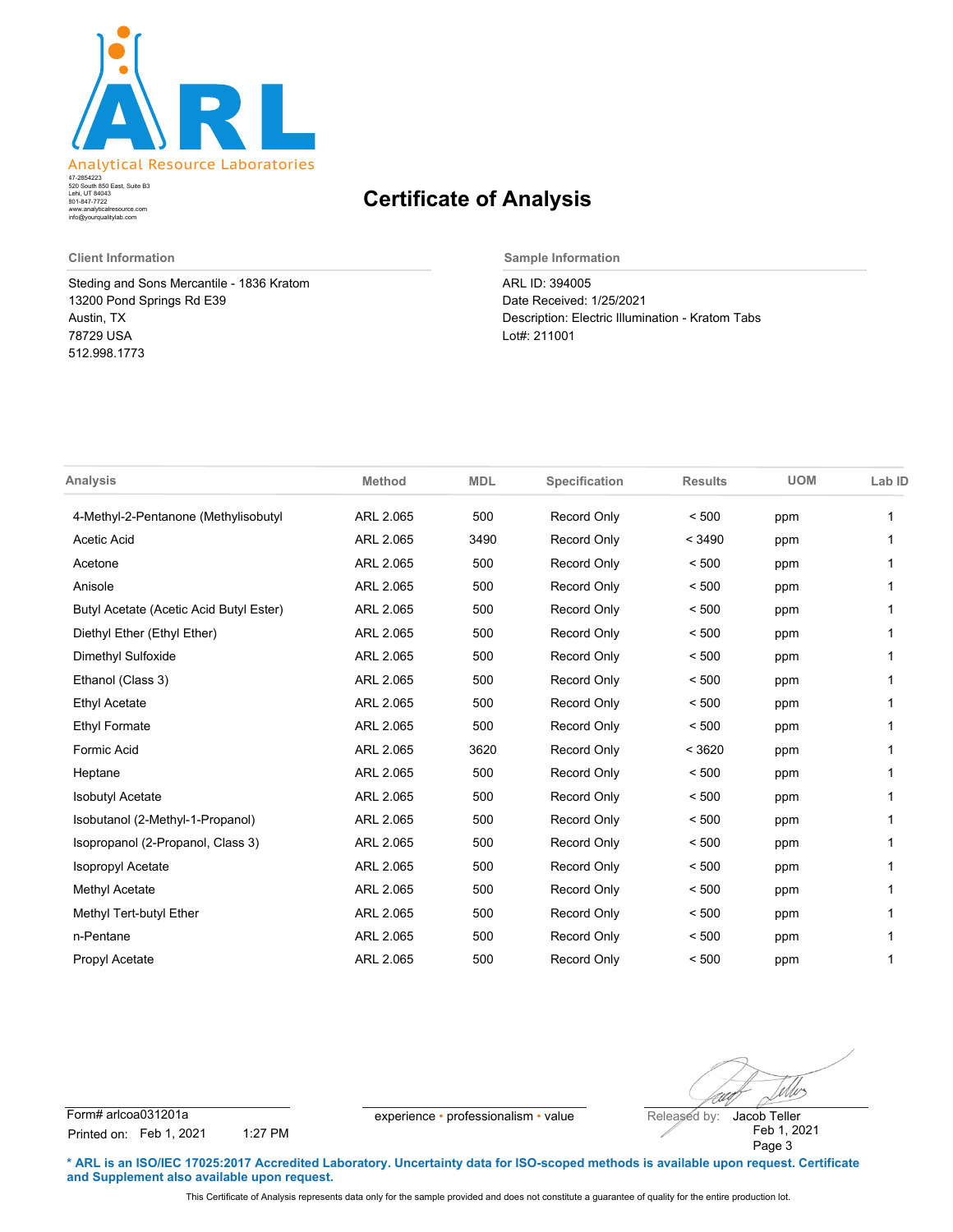ARL

Analytical Resource Laboratories

47-2854223
520 South 850 East, Suite B3
Lehi, UT 84043
801-847-7722
www.analyticalresource.com
info@yourqualitylab.com

# Certificate of Analysis

**Client Information**

Steding and Sons Mercantile - 1836 Kratom
13200 Pond Springs Rd E39
Austin, TX
78729 USA
512.998.1773

**Sample Information**

ARL ID: 394005
Date Received: 1/25/2021
Description: Electric Illumination - Kratom Tabs
Lot#: 211001

| Analysis | Method | MDL | Specification | Results | UOM | Lab ID |
|---|---|---|---|---|---|---|
| 4-Methyl-2-Pentanone (Methylisobutyl | ARL 2.065 | 500 | Record Only | < 500 | ppm | 1 |
| Acetic Acid | ARL 2.065 | 3490 | Record Only | < 3490 | ppm | 1 |
| Acetone | ARL 2.065 | 500 | Record Only | < 500 | ppm | 1 |
| Anisole | ARL 2.065 | 500 | Record Only | < 500 | ppm | 1 |
| Butyl Acetate (Acetic Acid Butyl Ester) | ARL 2.065 | 500 | Record Only | < 500 | ppm | 1 |
| Diethyl Ether (Ethyl Ether) | ARL 2.065 | 500 | Record Only | < 500 | ppm | 1 |
| Dimethyl Sulfoxide | ARL 2.065 | 500 | Record Only | < 500 | ppm | 1 |
| Ethanol (Class 3) | ARL 2.065 | 500 | Record Only | < 500 | ppm | 1 |
| Ethyl Acetate | ARL 2.065 | 500 | Record Only | < 500 | ppm | 1 |
| Ethyl Formate | ARL 2.065 | 500 | Record Only | < 500 | ppm | 1 |
| Formic Acid | ARL 2.065 | 3620 | Record Only | < 3620 | ppm | 1 |
| Heptane | ARL 2.065 | 500 | Record Only | < 500 | ppm | 1 |
| Isobutyl Acetate | ARL 2.065 | 500 | Record Only | < 500 | ppm | 1 |
| Isobutanol (2-Methyl-1-Propanol) | ARL 2.065 | 500 | Record Only | < 500 | ppm | 1 |
| Isopropanol (2-Propanol, Class 3) | ARL 2.065 | 500 | Record Only | < 500 | ppm | 1 |
| Isopropyl Acetate | ARL 2.065 | 500 | Record Only | < 500 | ppm | 1 |
| Methyl Acetate | ARL 2.065 | 500 | Record Only | < 500 | ppm | 1 |
| Methyl Tert-butyl Ether | ARL 2.065 | 500 | Record Only | < 500 | ppm | 1 |
| n-Pentane | ARL 2.065 | 500 | Record Only | < 500 | ppm | 1 |
| Propyl Acetate | ARL 2.065 | 500 | Record Only | < 500 | ppm | 1 |

Form# arlcoa031201a
Printed on: Feb 1, 2021 1:27 PM

experience • professionalism • value

Released by: Jacob Teller
Feb 1, 2021

**\* ARL is an ISO/IEC 17025:2017 Accredited Laboratory. Uncertainty data for ISO-scoped methods is available upon request. Certificate and Supplement also available upon request.**

This Certificate of Analysis represents data only for the sample provided and does not constitute a guarantee of quality for the entire production lot.